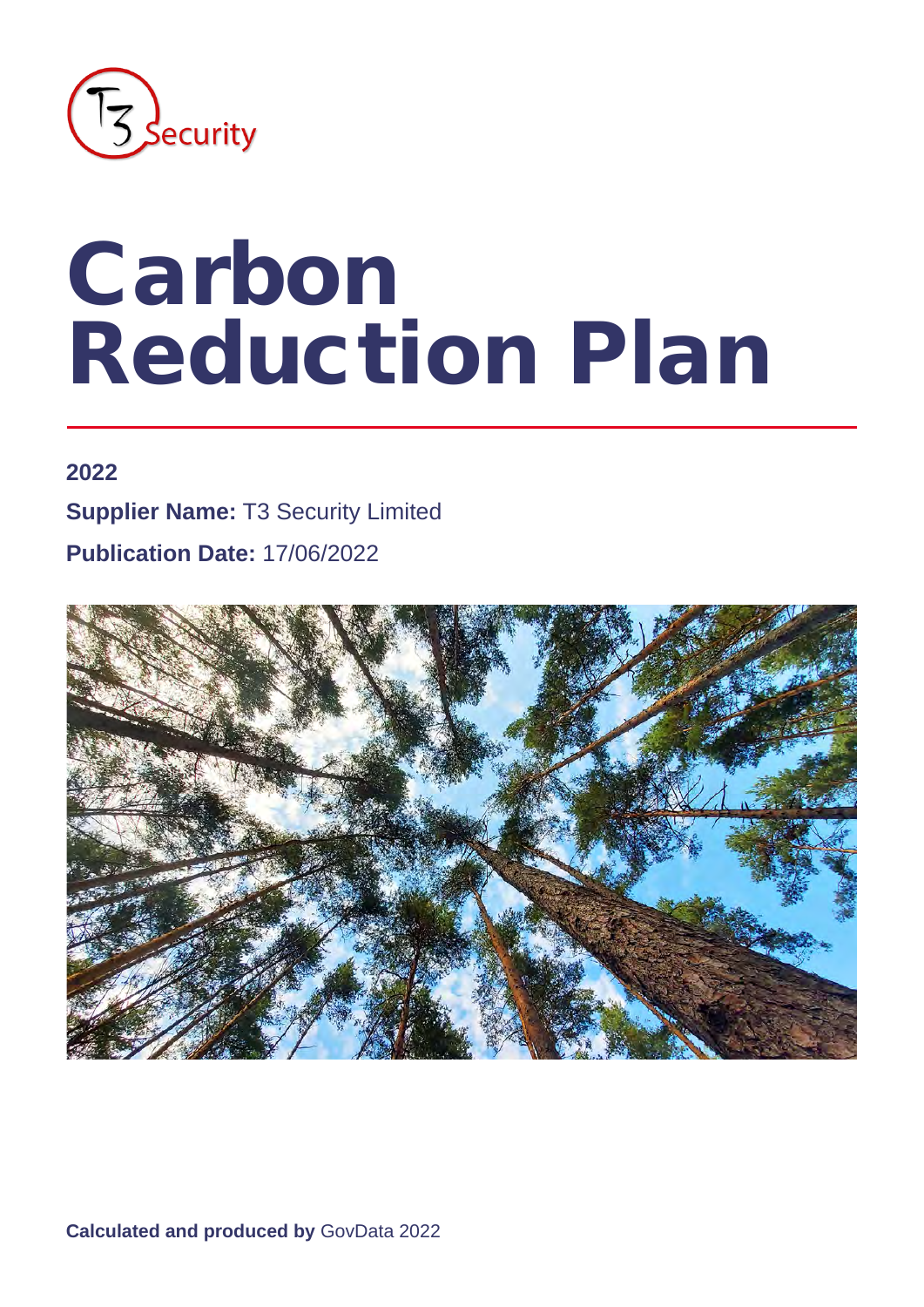# Carbon Reduction Plan

**2022**

**Supplier Name:** T3 Security Limited

**Publication Date:** 17/06/2022

**Calculated and produced by** GovData 2022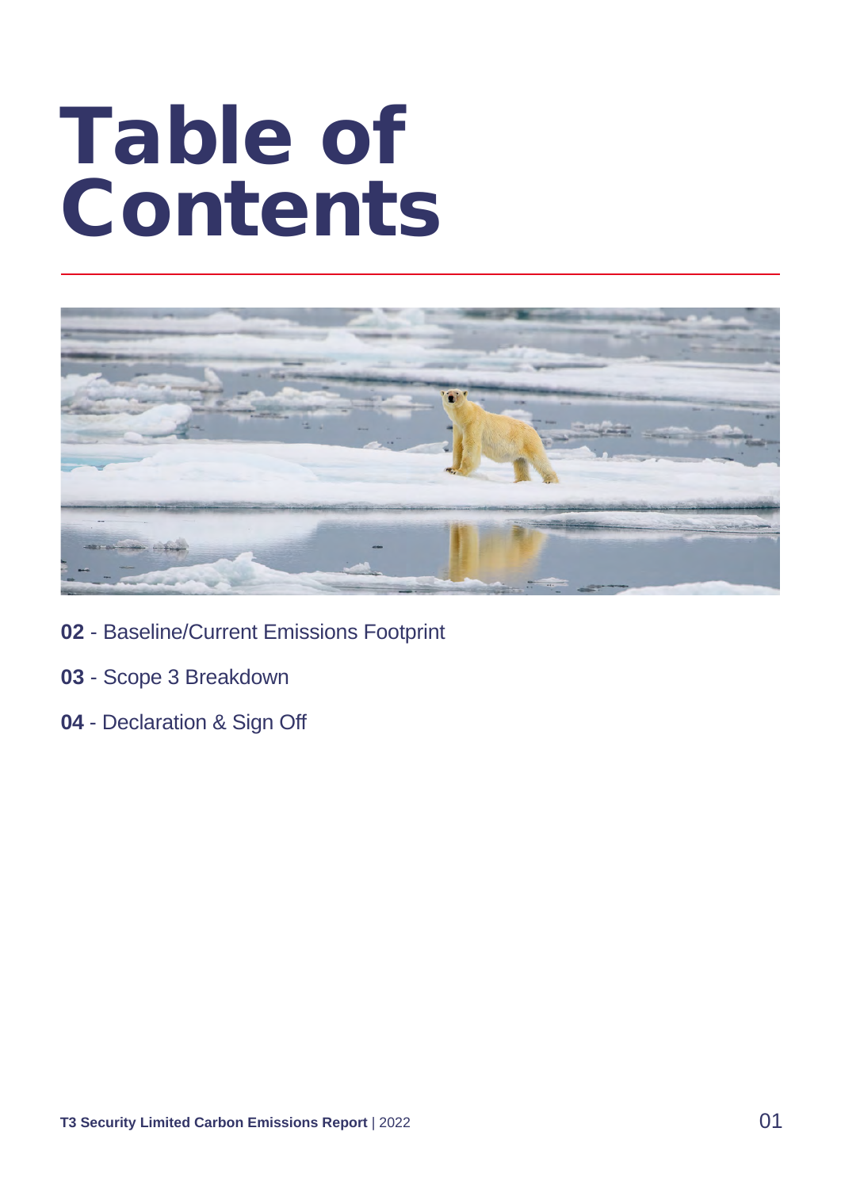# Table of Contents

**02** - Baseline/Current Emissions Footprint

**03** - Scope 3 Breakdown

**04** - Declaration & Sign Off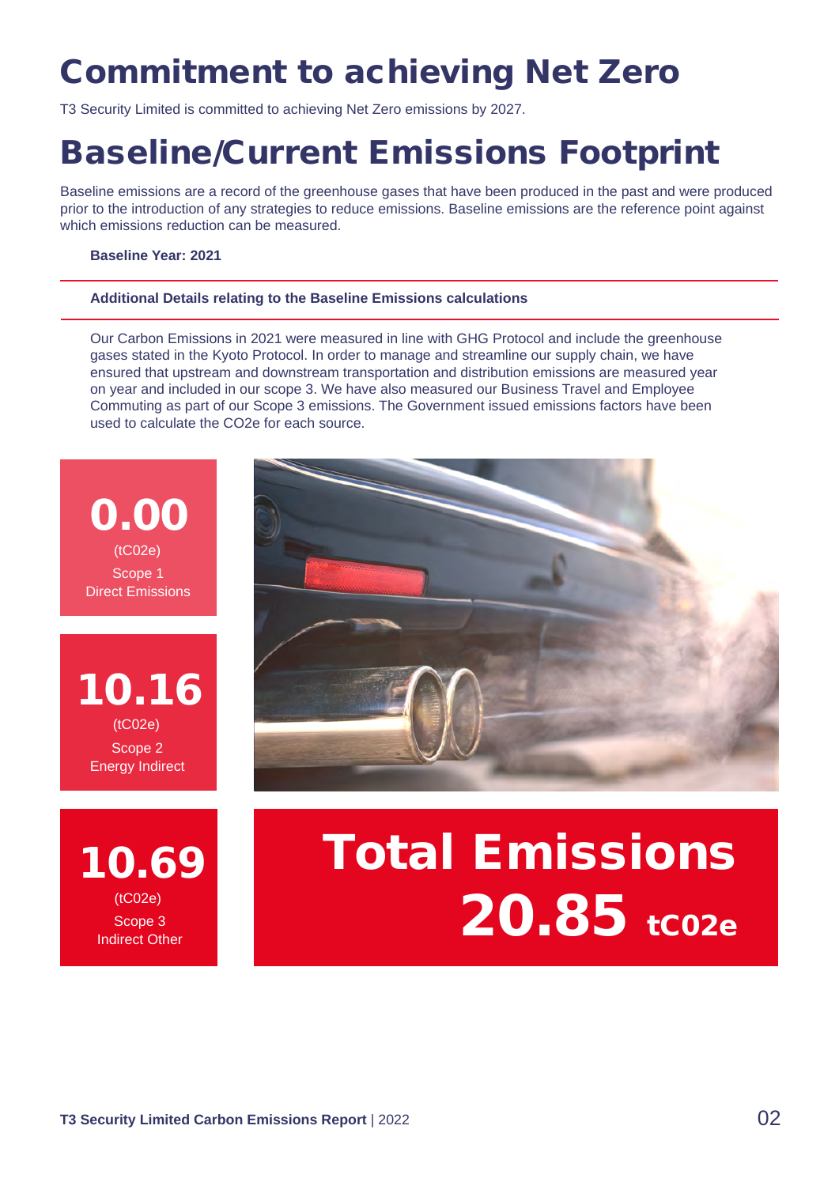# Commitment to achieving Net Zero

T3 Security Limited is committed to achieving Net Zero emissions by 2027.

# Baseline/Current Emissions Footprint

Baseline emissions are a record of the greenhouse gases that have been produced in the past and were produced prior to the introduction of any strategies to reduce emissions. Baseline emissions are the reference point against which emissions reduction can be measured.

**Baseline Year: 2021**

**Additional Details relating to the Baseline Emissions calculations**

Our Carbon Emissions in 2021 were measured in line with GHG Protocol and include the greenhouse gases stated in the Kyoto Protocol. In order to manage and streamline our supply chain, we have ensured that upstream and downstream transportation and distribution emissions are measured year on year and included in our scope 3. We have also measured our Business Travel and Employee Commuting as part of our Scope 3 emissions. The Government issued emissions factors have been used to calculate the CO2e for each source.

**0.00**
(tC02e)
Scope 1
Direct Emissions

**10.16**
(tC02e)
Scope 2
Energy Indirect

**10.69**
(tC02e)
Scope 3
Indirect Other

**Total Emissions**
**20.85 tC02e**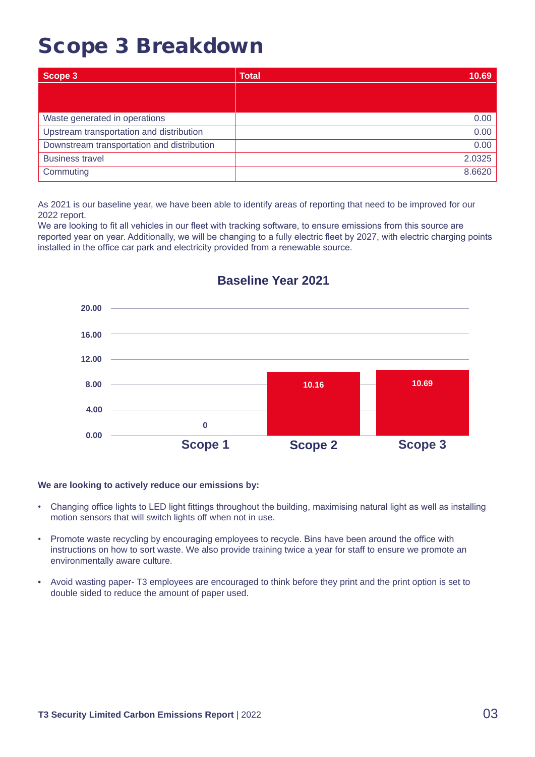# Scope 3 Breakdown

| Scope 3 | Total 10.69 |
|---|---|
| | |
| Waste generated in operations | 0.00 |
| Upstream transportation and distribution | 0.00 |
| Downstream transportation and distribution | 0.00 |
| Business travel | 2.0325 |
| Commuting | 8.6620 |

As 2021 is our baseline year, we have been able to identify areas of reporting that need to be improved for our 2022 report.
We are looking to fit all vehicles in our fleet with tracking software, to ensure emissions from this source are reported year on year. Additionally, we will be changing to a fully electric fleet by 2027, with electric charging points installed in the office car park and electricity provided from a renewable source.

**Baseline Year 2021**

| | Scope 1 | Scope 2 | Scope 3 |
|---|---|---|---|
| Emissions | 0 | 10.16 | 10.69 |

**We are looking to actively reduce our emissions by:**

- Changing office lights to LED light fittings throughout the building, maximising natural light as well as installing motion sensors that will switch lights off when not in use.
- Promote waste recycling by encouraging employees to recycle. Bins have been around the office with instructions on how to sort waste. We also provide training twice a year for staff to ensure we promote an environmentally aware culture.
- Avoid wasting paper- T3 employees are encouraged to think before they print and the print option is set to double sided to reduce the amount of paper used.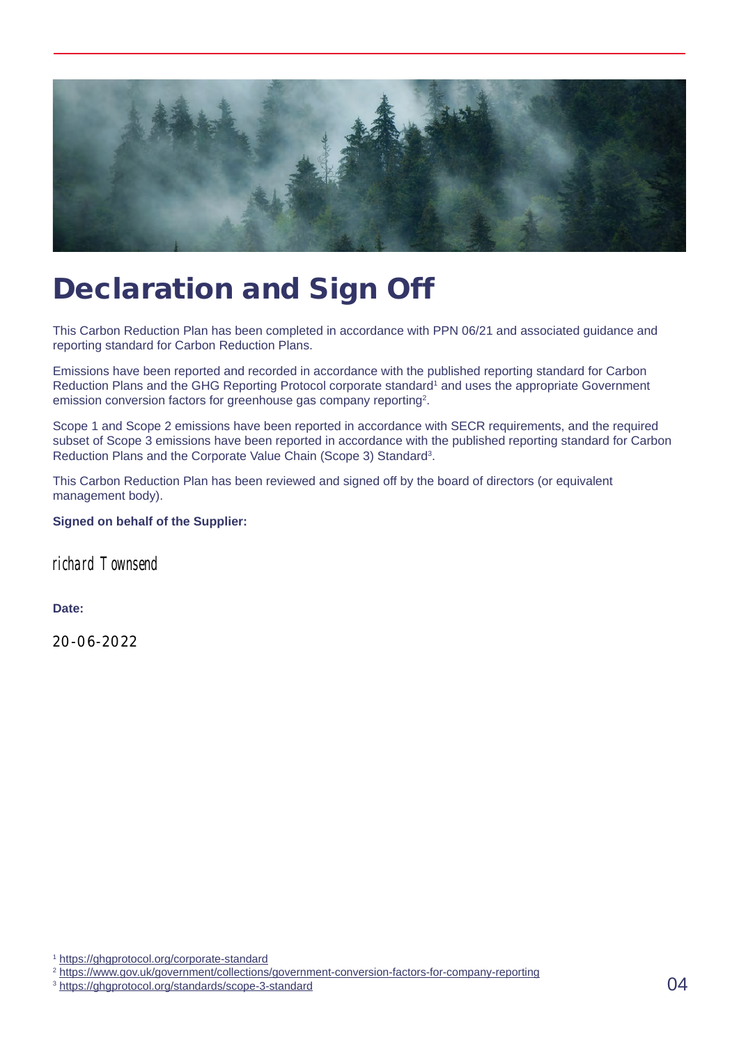# Declaration and Sign Off

This Carbon Reduction Plan has been completed in accordance with PPN 06/21 and associated guidance and reporting standard for Carbon Reduction Plans.

Emissions have been reported and recorded in accordance with the published reporting standard for Carbon Reduction Plans and the GHG Reporting Protocol corporate standard[1] and uses the appropriate Government emission conversion factors for greenhouse gas company reporting[2].

Scope 1 and Scope 2 emissions have been reported in accordance with SECR requirements, and the required subset of Scope 3 emissions have been reported in accordance with the published reporting standard for Carbon Reduction Plans and the Corporate Value Chain (Scope 3) Standard[3].

This Carbon Reduction Plan has been reviewed and signed off by the board of directors (or equivalent management body).

**Signed on behalf of the Supplier:**

richard Townsend

**Date:**

20-06-2022

[1] https://ghgprotocol.org/corporate-standard

[2] https://www.gov.uk/government/collections/government-conversion-factors-for-company-reporting

[3] https://ghgprotocol.org/standards/scope-3-standard